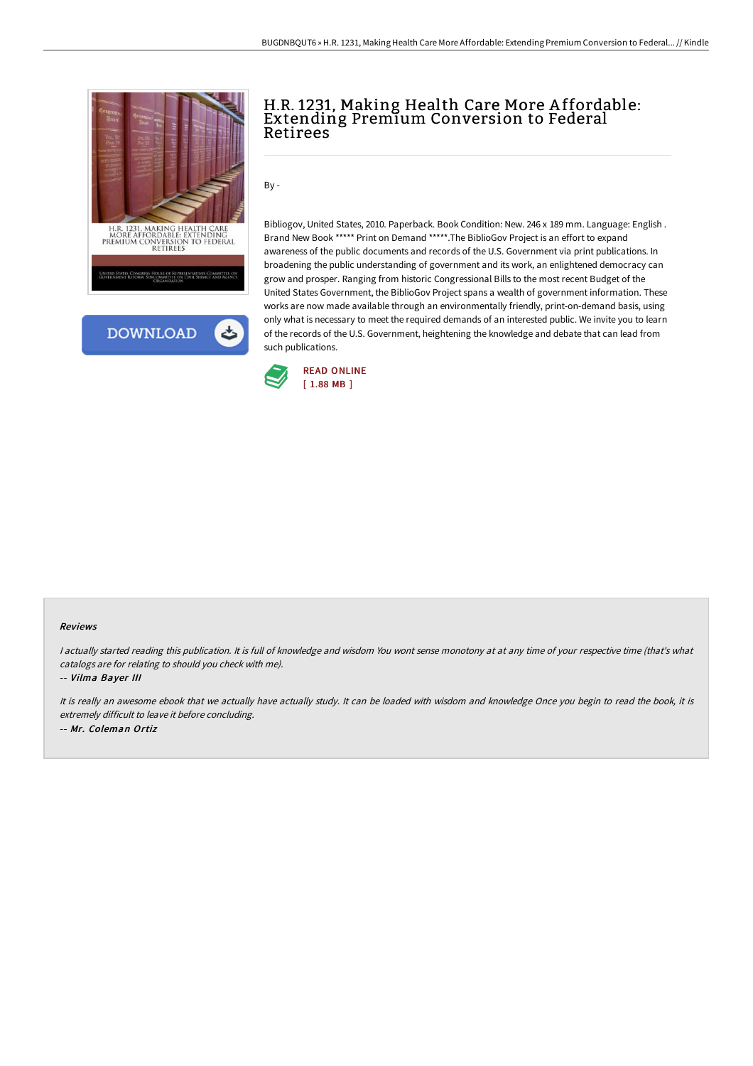# H.R. 1231, Making Health Care More Affordable: Extending Premium Conversion to Federal Retirees

By -

Bibliogov, United States, 2010. Paperback. Book Condition: New. 246 x 189 mm. Language: English . Brand New Book ***** Print on Demand *****.The BiblioGov Project is an effort to expand awareness of the public documents and records of the U.S. Government via print publications. In broadening the public understanding of government and its work, an enlightened democracy can grow and prosper. Ranging from historic Congressional Bills to the most recent Budget of the United States Government, the BiblioGov Project spans a wealth of government information. These works are now made available through an environmentally friendly, print-on-demand basis, using only what is necessary to meet the required demands of an interested public. We invite you to learn of the records of the U.S. Government, heightening the knowledge and debate that can lead from such publications.

READ ONLINE
[ 1.88 MB ]

### Reviews

*I actually started reading this publication. It is full of knowledge and wisdom You wont sense monotony at at any time of your respective time (that's what catalogs are for relating to should you check with me).*

-- ***Vilma Bayer III***

*It is really an awesome ebook that we actually have actually study. It can be loaded with wisdom and knowledge Once you begin to read the book, it is extremely difficult to leave it before concluding.*

-- ***Mr. Coleman Ortiz***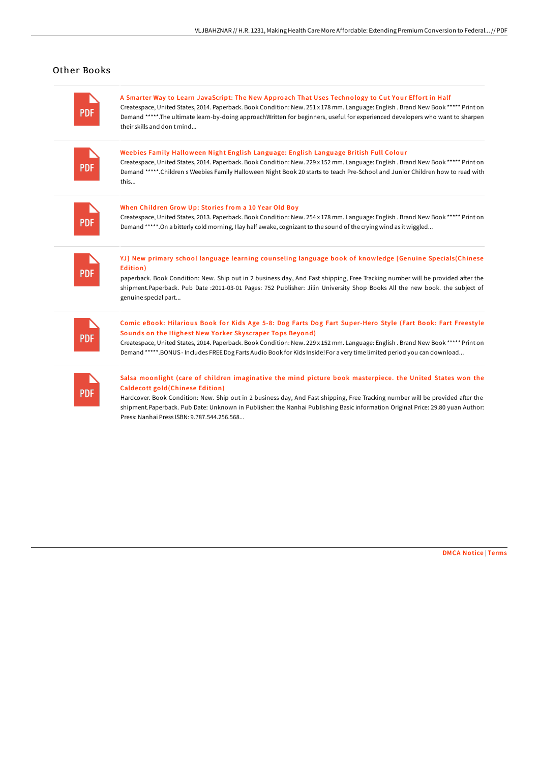## Other Books

**A Smarter Way to Learn JavaScript: The New Approach That Uses Technology to Cut Your Effort in Half**

Createspace, United States, 2014. Paperback. Book Condition: New. 251 x 178 mm. Language: English . Brand New Book ***** Print on Demand *****.The ultimate learn-by-doing approachWritten for beginners, useful for experienced developers who want to sharpen their skills and don t mind...

**Weebies Family Halloween Night English Language: English Language British Full Colour**

Createspace, United States, 2014. Paperback. Book Condition: New. 229 x 152 mm. Language: English . Brand New Book ***** Print on Demand *****.Children s Weebies Family Halloween Night Book 20 starts to teach Pre-School and Junior Children how to read with this...

**When Children Grow Up: Stories from a 10 Year Old Boy**

Createspace, United States, 2013. Paperback. Book Condition: New. 254 x 178 mm. Language: English . Brand New Book ***** Print on Demand *****.On a bitterly cold morning, I lay half awake, cognizant to the sound of the crying wind as it wiggled...

**YJ] New primary school language learning counseling language book of knowledge [Genuine Specials(Chinese Edition)**

paperback. Book Condition: New. Ship out in 2 business day, And Fast shipping, Free Tracking number will be provided after the shipment.Paperback. Pub Date :2011-03-01 Pages: 752 Publisher: Jilin University Shop Books All the new book. the subject of genuine special part...

**Comic eBook: Hilarious Book for Kids Age 5-8: Dog Farts Dog Fart Super-Hero Style (Fart Book: Fart Freestyle Sounds on the Highest New Yorker Skyscraper Tops Beyond)**

Createspace, United States, 2014. Paperback. Book Condition: New. 229 x 152 mm. Language: English . Brand New Book ***** Print on Demand *****.BONUS - Includes FREE Dog Farts Audio Book for Kids Inside! For a very time limited period you can download...

**Salsa moonlight (care of children imaginative the mind picture book masterpiece. the United States won the Caldecott gold(Chinese Edition)**

Hardcover. Book Condition: New. Ship out in 2 business day, And Fast shipping, Free Tracking number will be provided after the shipment.Paperback. Pub Date: Unknown in Publisher: the Nanhai Publishing Basic information Original Price: 29.80 yuan Author: Press: Nanhai Press ISBN: 9.787.544.256.568...

DMCA Notice | Terms